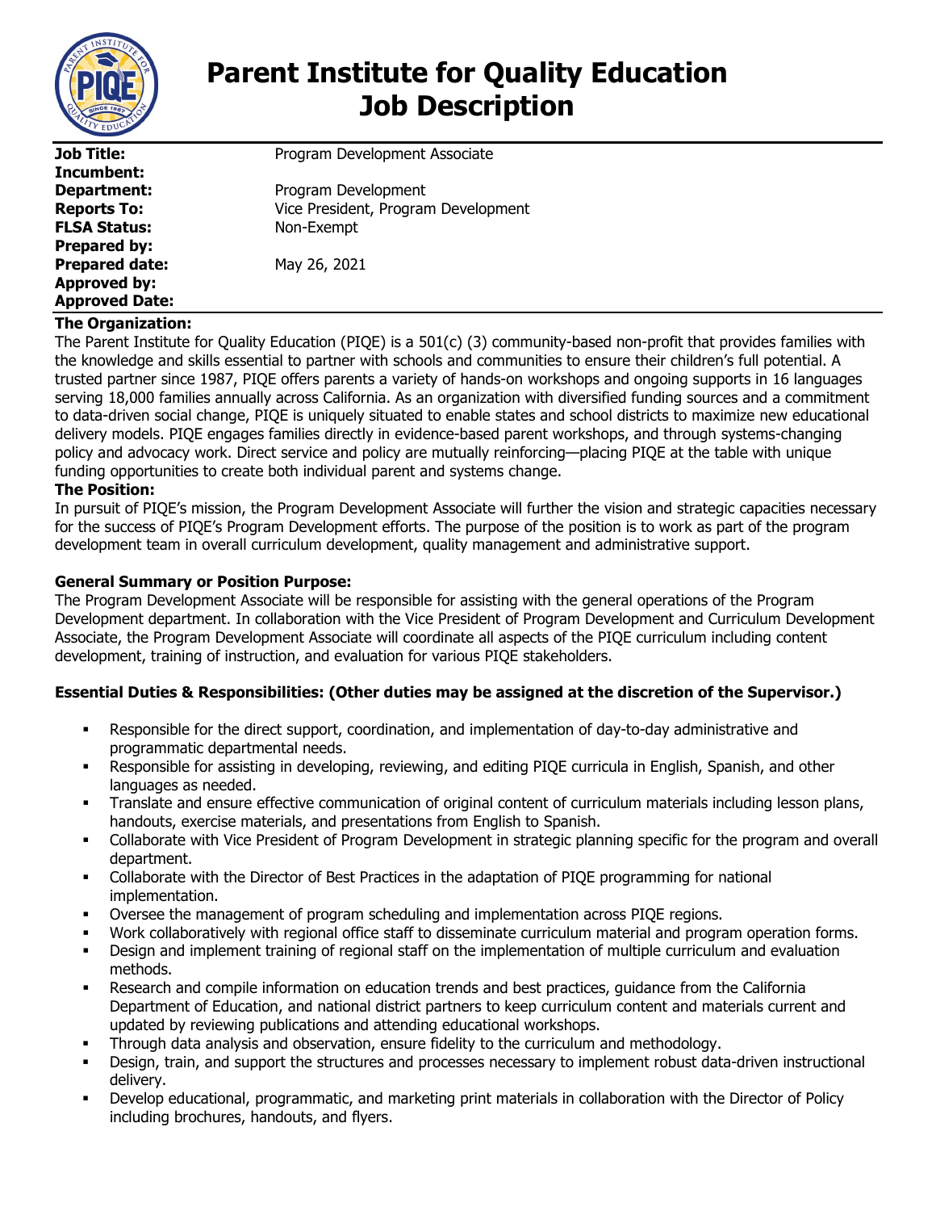# Parent Institute for Quality Education Job Description

| | |
|---|---|
| **Job Title:** | Program Development Associate |
| **Incumbent:** | |
| **Department:** | Program Development |
| **Reports To:** | Vice President, Program Development |
| **FLSA Status:** | Non-Exempt |
| **Prepared by:** | |
| **Prepared date:** | May 26, 2021 |
| **Approved by:** | |
| **Approved Date:** | |

**The Organization:**

The Parent Institute for Quality Education (PIQE) is a 501(c) (3) community-based non-profit that provides families with the knowledge and skills essential to partner with schools and communities to ensure their children's full potential. A trusted partner since 1987, PIQE offers parents a variety of hands-on workshops and ongoing supports in 16 languages serving 18,000 families annually across California. As an organization with diversified funding sources and a commitment to data-driven social change, PIQE is uniquely situated to enable states and school districts to maximize new educational delivery models. PIQE engages families directly in evidence-based parent workshops, and through systems-changing policy and advocacy work. Direct service and policy are mutually reinforcing—placing PIQE at the table with unique funding opportunities to create both individual parent and systems change.

**The Position:**

In pursuit of PIQE's mission, the Program Development Associate will further the vision and strategic capacities necessary for the success of PIQE's Program Development efforts. The purpose of the position is to work as part of the program development team in overall curriculum development, quality management and administrative support.

**General Summary or Position Purpose:**

The Program Development Associate will be responsible for assisting with the general operations of the Program Development department. In collaboration with the Vice President of Program Development and Curriculum Development Associate, the Program Development Associate will coordinate all aspects of the PIQE curriculum including content development, training of instruction, and evaluation for various PIQE stakeholders.

**Essential Duties & Responsibilities: (Other duties may be assigned at the discretion of the Supervisor.)**

- Responsible for the direct support, coordination, and implementation of day-to-day administrative and programmatic departmental needs.
- Responsible for assisting in developing, reviewing, and editing PIQE curricula in English, Spanish, and other languages as needed.
- Translate and ensure effective communication of original content of curriculum materials including lesson plans, handouts, exercise materials, and presentations from English to Spanish.
- Collaborate with Vice President of Program Development in strategic planning specific for the program and overall department.
- Collaborate with the Director of Best Practices in the adaptation of PIQE programming for national implementation.
- Oversee the management of program scheduling and implementation across PIQE regions.
- Work collaboratively with regional office staff to disseminate curriculum material and program operation forms.
- Design and implement training of regional staff on the implementation of multiple curriculum and evaluation methods.
- Research and compile information on education trends and best practices, guidance from the California Department of Education, and national district partners to keep curriculum content and materials current and updated by reviewing publications and attending educational workshops.
- Through data analysis and observation, ensure fidelity to the curriculum and methodology.
- Design, train, and support the structures and processes necessary to implement robust data-driven instructional delivery.
- Develop educational, programmatic, and marketing print materials in collaboration with the Director of Policy including brochures, handouts, and flyers.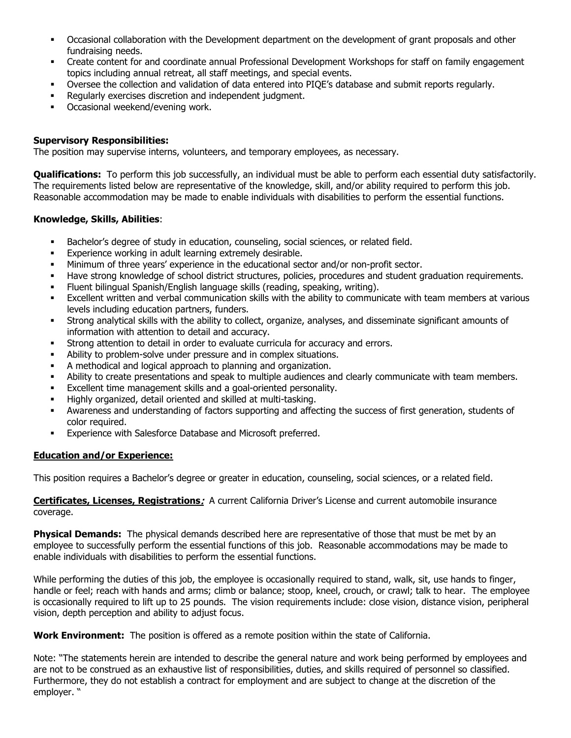- Occasional collaboration with the Development department on the development of grant proposals and other fundraising needs.
- Create content for and coordinate annual Professional Development Workshops for staff on family engagement topics including annual retreat, all staff meetings, and special events.
- Oversee the collection and validation of data entered into PIQE's database and submit reports regularly.
- Regularly exercises discretion and independent judgment.
- Occasional weekend/evening work.

**Supervisory Responsibilities:**
The position may supervise interns, volunteers, and temporary employees, as necessary.

**Qualifications:** To perform this job successfully, an individual must be able to perform each essential duty satisfactorily. The requirements listed below are representative of the knowledge, skill, and/or ability required to perform this job. Reasonable accommodation may be made to enable individuals with disabilities to perform the essential functions.

**Knowledge, Skills, Abilities**:

- Bachelor's degree of study in education, counseling, social sciences, or related field.
- Experience working in adult learning extremely desirable.
- Minimum of three years' experience in the educational sector and/or non-profit sector.
- Have strong knowledge of school district structures, policies, procedures and student graduation requirements.
- Fluent bilingual Spanish/English language skills (reading, speaking, writing).
- Excellent written and verbal communication skills with the ability to communicate with team members at various levels including education partners, funders.
- Strong analytical skills with the ability to collect, organize, analyses, and disseminate significant amounts of information with attention to detail and accuracy.
- Strong attention to detail in order to evaluate curricula for accuracy and errors.
- Ability to problem-solve under pressure and in complex situations.
- A methodical and logical approach to planning and organization.
- Ability to create presentations and speak to multiple audiences and clearly communicate with team members.
- Excellent time management skills and a goal-oriented personality.
- Highly organized, detail oriented and skilled at multi-tasking.
- Awareness and understanding of factors supporting and affecting the success of first generation, students of color required.
- Experience with Salesforce Database and Microsoft preferred.

**Education and/or Experience:**

This position requires a Bachelor's degree or greater in education, counseling, social sciences, or a related field.

**Certificates, Licenses, Registrations*:*** A current California Driver's License and current automobile insurance coverage.

**Physical Demands:** The physical demands described here are representative of those that must be met by an employee to successfully perform the essential functions of this job. Reasonable accommodations may be made to enable individuals with disabilities to perform the essential functions.

While performing the duties of this job, the employee is occasionally required to stand, walk, sit, use hands to finger, handle or feel; reach with hands and arms; climb or balance; stoop, kneel, crouch, or crawl; talk to hear. The employee is occasionally required to lift up to 25 pounds. The vision requirements include: close vision, distance vision, peripheral vision, depth perception and ability to adjust focus.

**Work Environment:** The position is offered as a remote position within the state of California.

Note: "The statements herein are intended to describe the general nature and work being performed by employees and are not to be construed as an exhaustive list of responsibilities, duties, and skills required of personnel so classified. Furthermore, they do not establish a contract for employment and are subject to change at the discretion of the employer. "